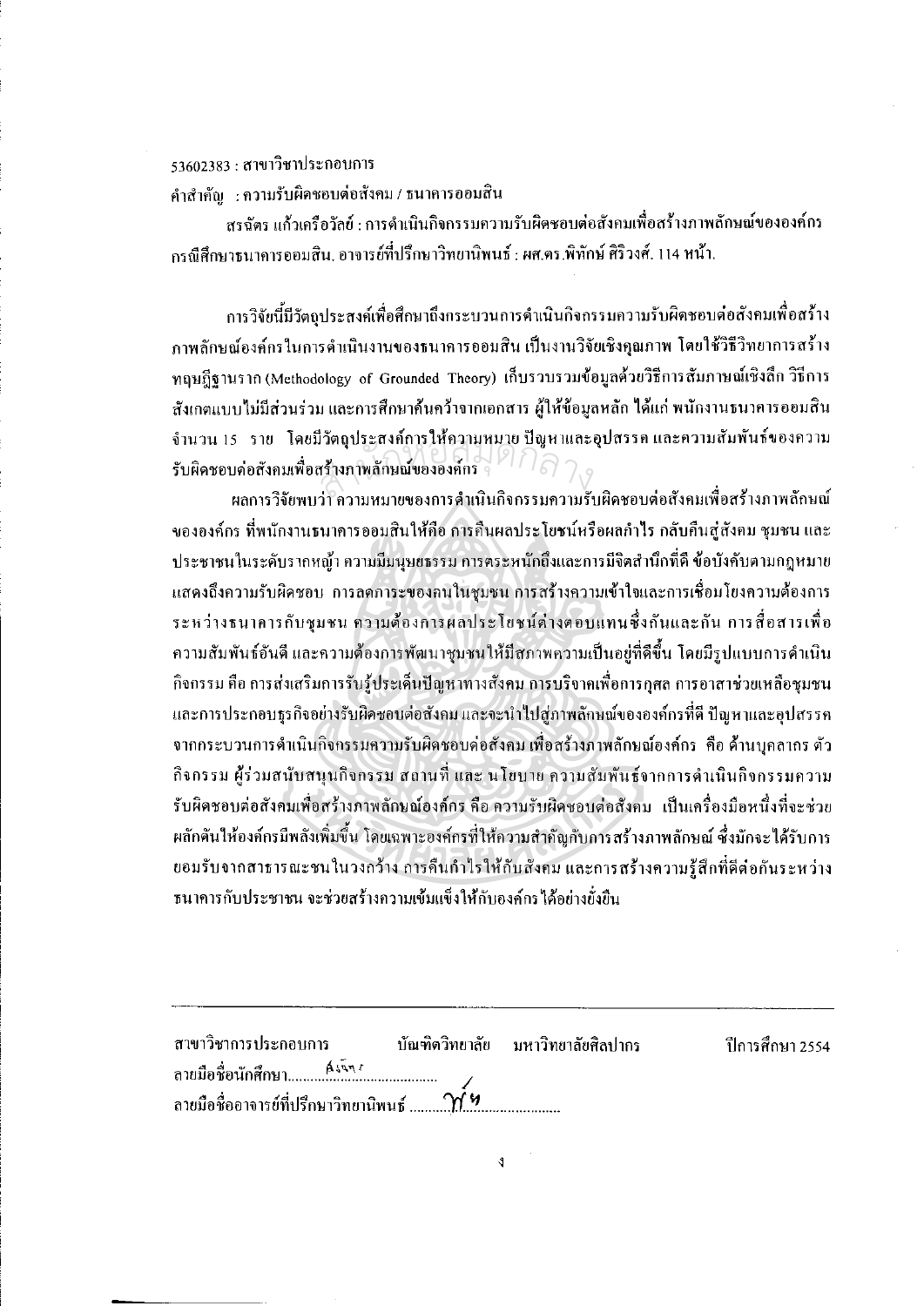53602383 : สาขาวิชาประกอบการ

คำสำคัญ : ความรับผิดชอบต่อสังคม / ธนาคารออมสิน

สรฉัตร แก้วเครือวัลย์ : การดำเนินกิจกรรมความรับผิดชอบต่อสังคมเพื่อสร้างภาพลักษณ์ขององค์กร กรณีศึกษาธนาคารออมสิน. อาจารย์ที่ปรึกษาวิทยานิพนธ์ : ผศ.ดร.พิทักษ์ ศิริวงศ์. 114 หน้า.

การวิจัยนี้มีวัตถุประสงค์เพื่อศึกษาถึงกระบวนการดำเนินกิจกรรมความรับผิดชอบต่อสังคมเพื่อสร้างภาพลักษณ์องค์กรในการดำเนินงานของธนาคารออมสิน เป็นงานวิจัยเชิงคุณภาพ โดยใช้วิธีวิทยาการสร้างทฤษฎีฐานราก (Methodology of Grounded Theory) เก็บรวบรวมข้อมูลด้วยวิธีการสัมภาษณ์เชิงลึก วิธีการสังเกตแบบไม่มีส่วนร่วม และการศึกษาค้นคว้าจากเอกสาร ผู้ให้ข้อมูลหลัก ได้แก่ พนักงานธนาคารออมสิน จำนวน 15 ราย โดยมีวัตถุประสงค์การให้ความหมาย ปัญหาและอุปสรรค และความสัมพันธ์ของความรับผิดชอบต่อสังคมเพื่อสร้างภาพลักษณ์ขององค์กร

ผลการวิจัยพบว่า ความหมายของการดำเนินกิจกรรมความรับผิดชอบต่อสังคมเพื่อสร้างภาพลักษณ์ขององค์กร ที่พนักงานธนาคารออมสินให้คือ การคืนผลประโยชน์หรือผลกำไร กลับคืนสู่สังคม ชุมชน และประชาชนในระดับรากหญ้า ความมีมนุษยธรรม การตระหนักถึงและการมีจิตสำนึกที่ดี ข้อบังคับตามกฎหมาย แสดงถึงความรับผิดชอบ การลดภาระของคนในชุมชน การสร้างความเข้าใจและการเชื่อมโยงความต้องการระหว่างธนาคารกับชุมชน ความต้องการผลประโยชน์ต่างตอบแทนซึ่งกันและกัน การสื่อสารเพื่อความสัมพันธ์อันดี และความต้องการพัฒนาชุมชนให้มีสภาพความเป็นอยู่ที่ดีขึ้น โดยมีรูปแบบการดำเนินกิจกรรม คือ การส่งเสริมการรับรู้ประเด็นปัญหาทางสังคม การบริจาคเพื่อการกุศล การอาสาช่วยเหลือชุมชน และการประกอบธุรกิจอย่างรับผิดชอบต่อสังคม และจะนำไปสู่ภาพลักษณ์ขององค์กรที่ดี ปัญหาและอุปสรรคจากกระบวนการดำเนินกิจกรรมความรับผิดชอบต่อสังคม เพื่อสร้างภาพลักษณ์องค์กร คือ ด้านบุคลากร ตัวกิจกรรม ผู้ร่วมสนับสนุนกิจกรรม สถานที่ และ นโยบาย ความสัมพันธ์จากการดำเนินกิจกรรมความรับผิดชอบต่อสังคมเพื่อสร้างภาพลักษณ์องค์กร คือ ความรับผิดชอบต่อสังคม เป็นเครื่องมือหนึ่งที่จะช่วยผลักดันให้องค์กรมีพลังเพิ่มขึ้น โดยเฉพาะองค์กรที่ให้ความสำคัญกับการสร้างภาพลักษณ์ ซึ่งมักจะได้รับการยอมรับจากสาธารณชนในวงกว้าง การคืนกำไรให้กับสังคม และการสร้างความรู้สึกที่ดีต่อกันระหว่างธนาคารกับประชาชน จะช่วยสร้างความเข้มแข็งให้กับองค์กรได้อย่างยั่งยืน

---

สาขาวิชาการประกอบการ บัณฑิตวิทยาลัย มหาวิทยาลัยศิลปากร ปีการศึกษา 2554

ลายมือชื่อนักศึกษา........................................

ลายมือชื่ออาจารย์ที่ปรึกษาวิทยานิพนธ์ ........................................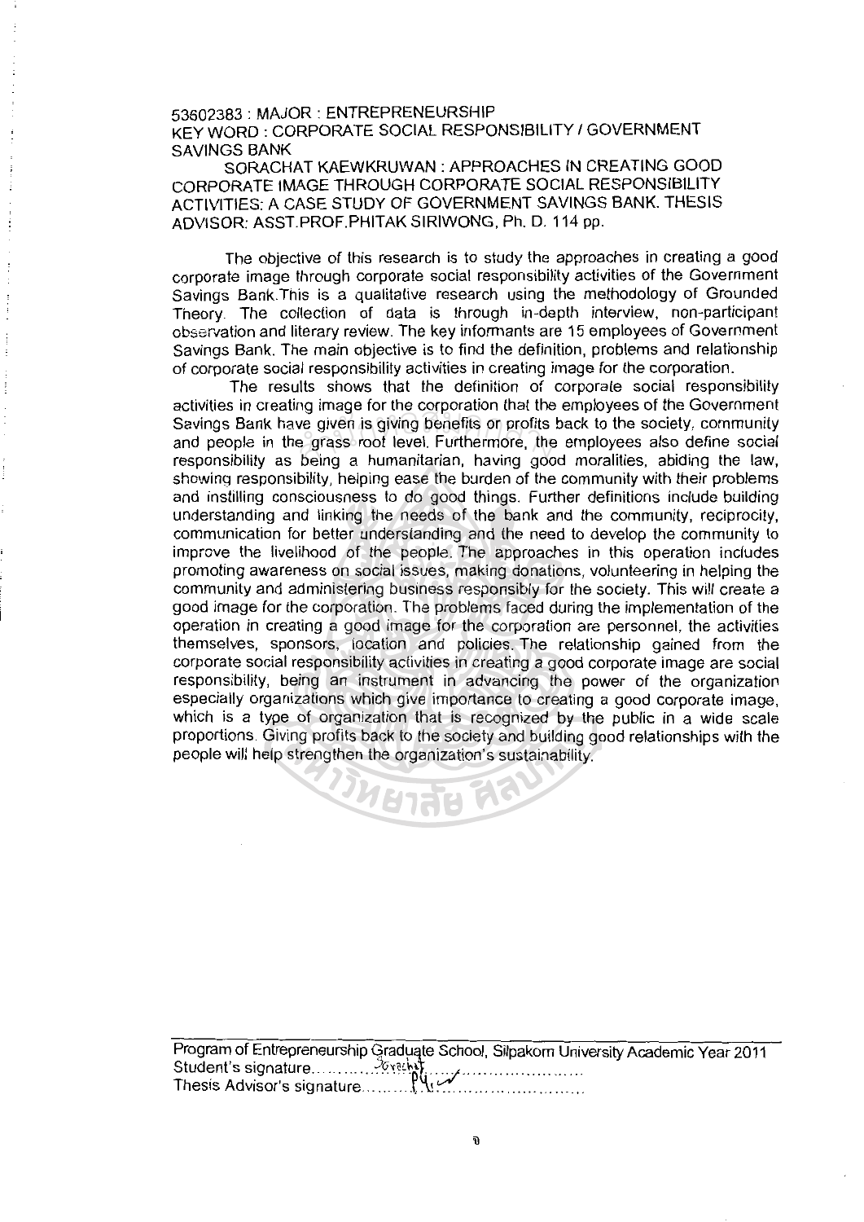53602383 : MAJOR : ENTREPRENEURSHIP
KEY WORD : CORPORATE SOCIAL RESPONSIBILITY / GOVERNMENT SAVINGS BANK

SORACHAT KAEWKRUWAN : APPROACHES IN CREATING GOOD CORPORATE IMAGE THROUGH CORPORATE SOCIAL RESPONSIBILITY ACTIVITIES: A CASE STUDY OF GOVERNMENT SAVINGS BANK. THESIS ADVISOR: ASST.PROF.PHITAK SIRIWONG, Ph. D. 114 pp.

The objective of this research is to study the approaches in creating a good corporate image through corporate social responsibility activities of the Government Savings Bank.This is a qualitative research using the methodology of Grounded Theory. The collection of data is through in-depth interview, non-participant observation and literary review. The key informants are 15 employees of Government Savings Bank. The main objective is to find the definition, problems and relationship of corporate social responsibility activities in creating image for the corporation.

The results shows that the definition of corporate social responsibility activities in creating image for the corporation that the employees of the Government Savings Bank have given is giving benefits or profits back to the society, community and people in the grass root level. Furthermore, the employees also define social responsibility as being a humanitarian, having good moralities, abiding the law, showing responsibility, helping ease the burden of the community with their problems and instilling consciousness to do good things. Further definitions include building understanding and linking the needs of the bank and the community, reciprocity, communication for better understanding and the need to develop the community to improve the livelihood of the people. The approaches in this operation includes promoting awareness on social issues, making donations, volunteering in helping the community and administering business responsibly for the society. This will create a good image for the corporation. The problems faced during the implementation of the operation in creating a good image for the corporation are personnel, the activities themselves, sponsors, location and policies. The relationship gained from the corporate social responsibility activities in creating a good corporate image are social responsibility, being an instrument in advancing the power of the organization especially organizations which give importance to creating a good corporate image, which is a type of organization that is recognized by the public in a wide scale proportions. Giving profits back to the society and building good relationships with the people will help strengthen the organization's sustainability.

Program of Entrepreneurship Graduate School, Silpakorn University Academic Year 2011
Student's signature........................................
Thesis Advisor's signature........................................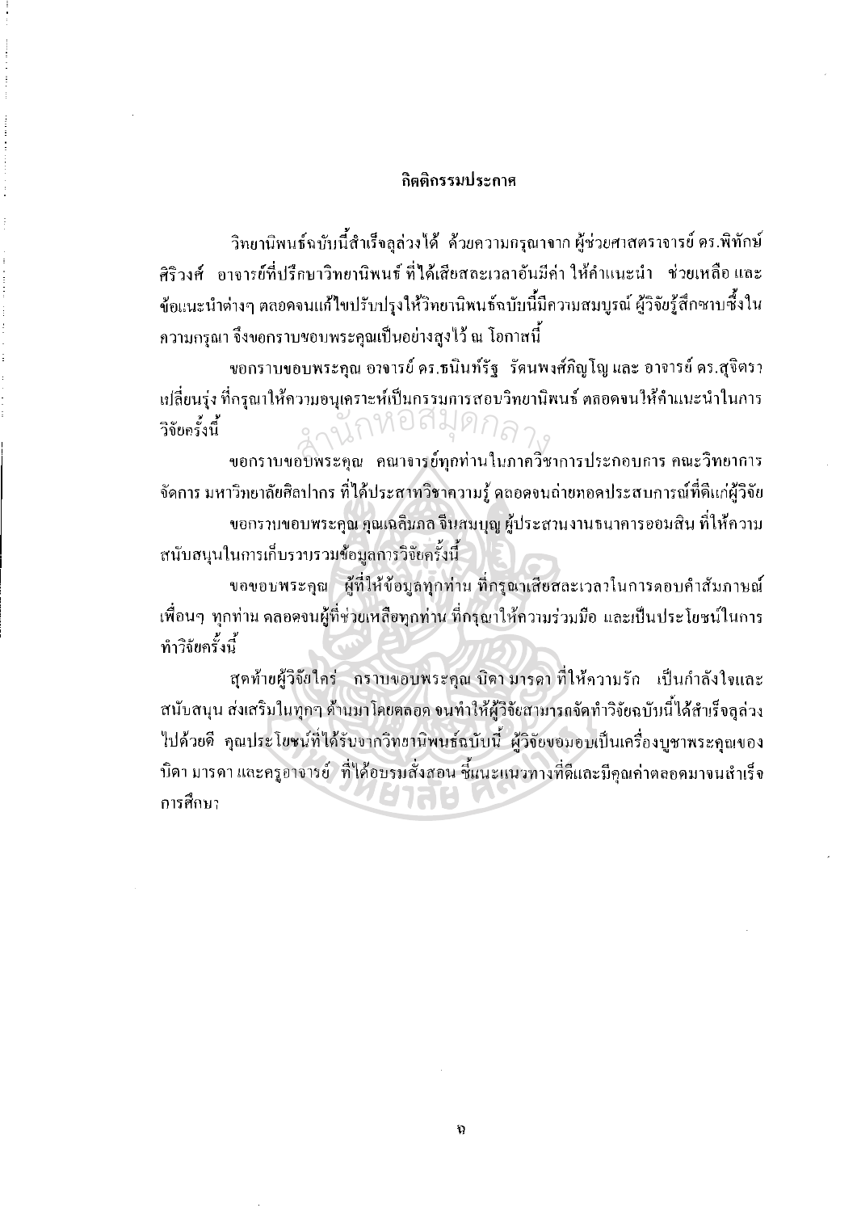## กิตติกรรมประกาศ

วิทยานิพนธ์ฉบับนี้สำเร็จลุล่วงได้ ด้วยความกรุณาจาก ผู้ช่วยศาสตราจารย์ ดร.พิทักษ์ ศิริวงศ์ อาจารย์ที่ปรึกษาวิทยานิพนธ์ ที่ได้เสียสละเวลาอันมีค่า ให้คำแนะนำ ช่วยเหลือ และข้อแนะนำต่างๆ ตลอดจนแก้ไขปรับปรุงให้วิทยานิพนธ์ฉบับนี้มีความสมบูรณ์ ผู้วิจัยรู้สึกซาบซึ้งในความกรุณา จึงขอกราบขอบพระคุณเป็นอย่างสูงไว้ ณ โอกาสนี้

ขอกราบขอบพระคุณ อาจารย์ ดร.ธนินท์รัฐ รัตนพงศ์ภิญโญ และ อาจารย์ ดร.สุจิตรา เปลี่ยนรุ่ง ที่กรุณาให้ความอนุเคราะห์เป็นกรรมการสอบวิทยานิพนธ์ ตลอดจนให้คำแนะนำในการวิจัยครั้งนี้

ขอกราบขอบพระคุณ คณาจารย์ทุกท่านในภาควิชาการประกอบการ คณะวิทยาการจัดการ มหาวิทยาลัยศิลปากร ที่ได้ประสาทวิชาความรู้ ตลอดจนถ่ายทอดประสบการณ์ที่ดีแก่ผู้วิจัย

ขอกราบขอบพระคุณ คุณเฉลิมพล จีบสมบุญ ผู้ประสานงานธนาคารออมสิน ที่ให้ความสนับสนุนในการเก็บรวบรวมข้อมูลการวิจัยครั้งนี้

ขอขอบพระคุณ ผู้ที่ให้ข้อมูลทุกท่าน ที่กรุณาเสียสละเวลาในการตอบคำสัมภาษณ์ เพื่อนๆ ทุกท่าน ตลอดจนผู้ที่ช่วยเหลือทุกท่าน ที่กรุณาให้ความร่วมมือ และเป็นประโยชน์ในการทำวิจัยครั้งนี้

สุดท้ายผู้วิจัยใคร่ กราบขอบพระคุณ บิดา มารดา ที่ให้ความรัก เป็นกำลังใจและสนับสนุน ส่งเสริมในทุกๆ ด้านมาโดยตลอด จนทำให้ผู้วิจัยสามารถจัดทำวิจัยฉบับนี้ได้สำเร็จลุล่วงไปด้วยดี คุณประโยชน์ที่ได้รับจากวิทยานิพนธ์ฉบับนี้ ผู้วิจัยขอมอบเป็นเครื่องบูชาพระคุณของบิดา มารดา และครูอาจารย์ ที่ได้อบรมสั่งสอน ชี้แนะแนวทางที่ดีและมีคุณค่าตลอดมาจนสำเร็จการศึกษา